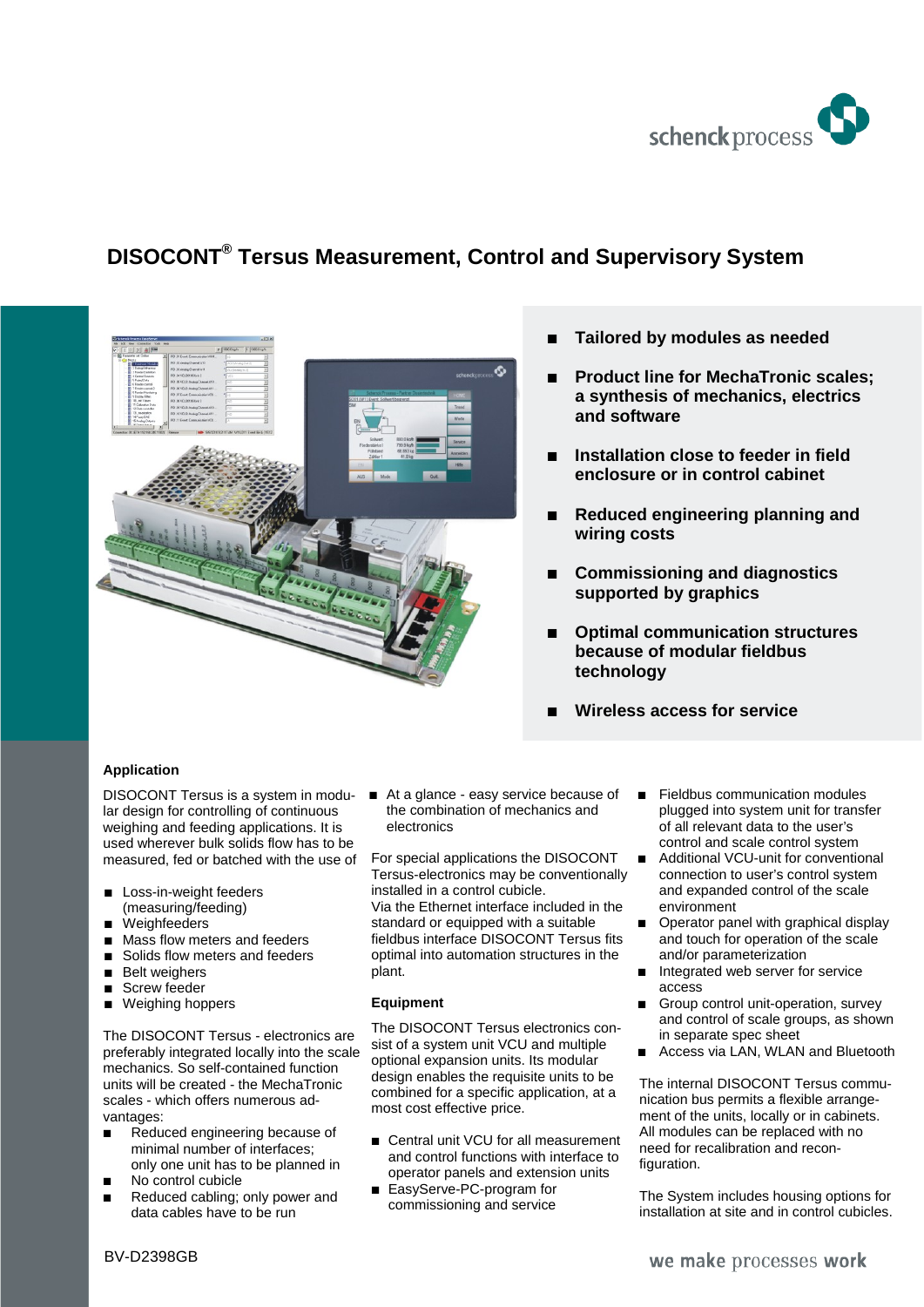# DISOCONT® Tersus Measurement, Control and Supervisory System

- **Tailored by modules as needed**
- **Product line for MechaTronic scales; a synthesis of mechanics, electrics and software**
- **Installation close to feeder in field enclosure or in control cabinet**
- **Reduced engineering planning and wiring costs**
- **Commissioning and diagnostics supported by graphics**
- **Optimal communication structures because of modular fieldbus technology**
- **Wireless access for service**

## Application

DISOCONT Tersus is a system in modular design for controlling of continuous weighing and feeding applications. It is used wherever bulk solids flow has to be measured, fed or batched with the use of

- Loss-in-weight feeders (measuring/feeding)
- Weighfeeders
- Mass flow meters and feeders
- Solids flow meters and feeders
- Belt weighers
- Screw feeder
- Weighing hoppers

The DISOCONT Tersus - electronics are preferably integrated locally into the scale mechanics. So self-contained function units will be created - the MechaTronic scales - which offers numerous advantages:

- Reduced engineering because of minimal number of interfaces; only one unit has to be planned in
- No control cubicle
- Reduced cabling; only power and data cables have to be run
- At a glance - easy service because of the unification of mechanics and electronics

For special applications the DISOCONT Tersus-electronics may be conventionally installed in a control cubicle.
Via the Ethernet interface included in the standard or equipped with a suitable fieldbus interface DISOCONT Tersus fits optimal into automation structures in the plant.

## Equipment

The DISOCONT Tersus electronics consist of a system unit VCU and multiple optional expansion units. Its modular design enables the requisite units to be combined for a specific application, at a most cost effective price.

- Central unit VCU for all measurement and control functions with interface to operator panels and extension units
- EasyServe-PC-program for commissioning and service
- Fieldbus communication modules plugged into system unit for transfer of all relevant data to the user's control and scale control system
- Additional VCU-unit for conventional connection to user's control system and expanded control of the scale environment
- Operator panel with graphical display and touch for operation of the scale and/or parameterization
- Integrated web server for service access
- Group control unit-operation, survey and control of scale groups, as shown in separate spec sheet
- Access via LAN, WLAN and Bluetooth

The internal DISOCONT Tersus communication bus permits a flexible arrangement of the units, locally or in cabinets. All modules can be replaced with no need for recalibration and reconfiguration.

The System includes housing options for installation at site and in control cubicles.

BV-D2398GB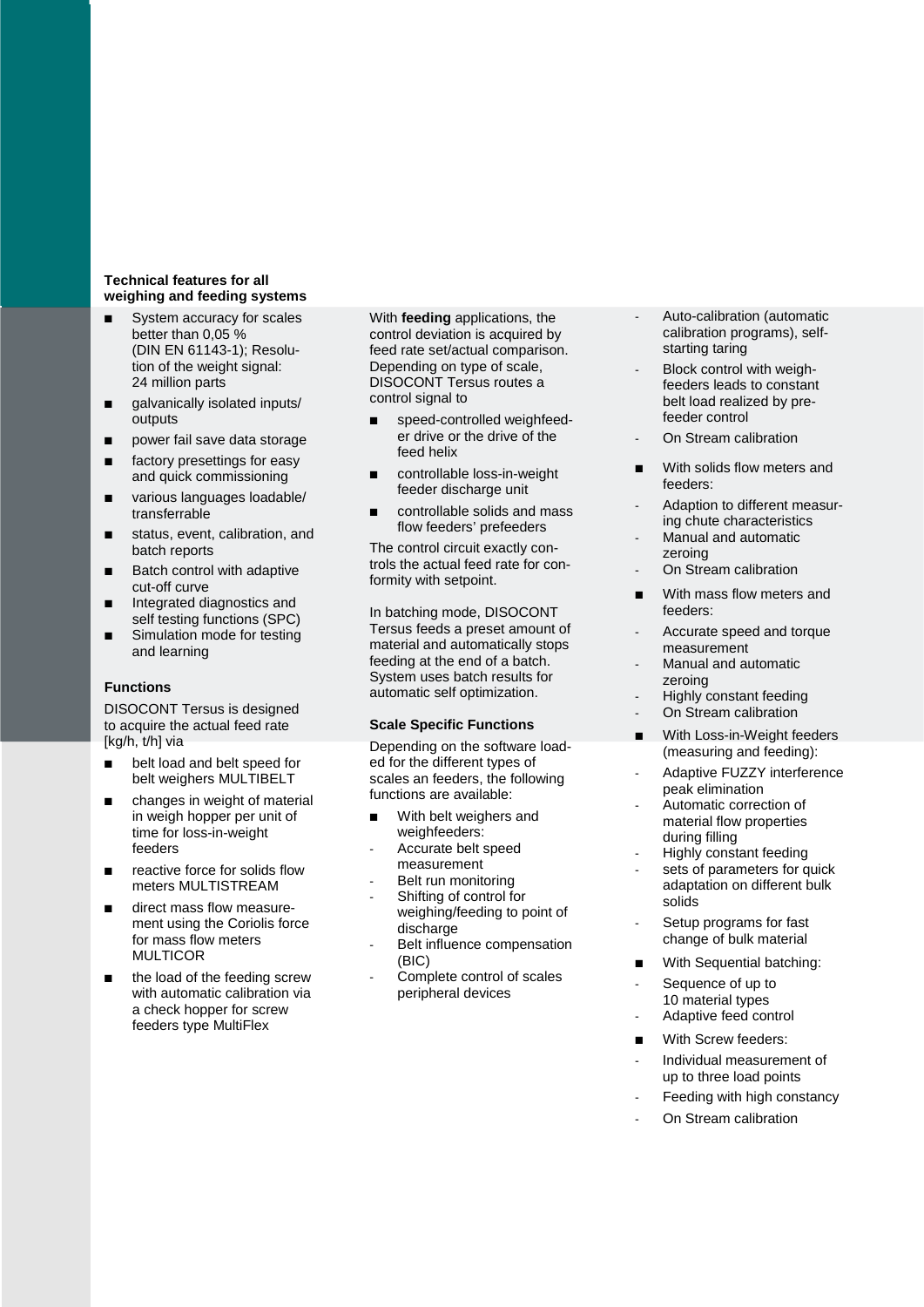### Technical features for all weighing and feeding systems

- System accuracy for scales better than 0,05 % (DIN EN 61143-1); Resolution of the weight signal: 24 million parts
- galvanically isolated inputs/ outputs
- power fail save data storage
- factory presettings for easy and quick commissioning
- various languages loadable/ transferrable
- status, event, calibration, and batch reports
- Batch control with adaptive cut-off curve
- Integrated diagnostics and self testing functions (SPC)
- Simulation mode for testing and learning

### Functions

DISOCONT Tersus is designed to acquire the actual feed rate [kg/h, t/h] via

- belt load and belt speed for belt weighers MULTIBELT
- changes in weight of material in weigh hopper per unit of time for loss-in-weight feeders
- reactive force for solids flow meters MULTISTREAM
- direct mass flow measurement using the Coriolis force for mass flow meters MULTICOR
- the load of the feeding screw with automatic calibration via a check hopper for screw feeders type MultiFlex

With **feeding** applications, the control deviation is acquired by feed rate set/actual comparison. Depending on type of scale, DISOCONT Tersus routes a control signal to

- speed-controlled weighfeeder drive or the drive of the feed helix
- controllable loss-in-weight feeder discharge unit
- controllable solids and mass flow feeders' prefeeders

The control circuit exactly controls the actual feed rate for conformity with setpoint.

In batching mode, DISOCONT Tersus feeds a preset amount of material and automatically stops feeding at the end of a batch. System uses batch results for automatic self optimization.

### Scale Specific Functions

Depending on the software loaded for the different types of scales an feeders, the following functions are available:

- With belt weighers and weighfeeders:
  - Accurate belt speed measurement
  - Belt run monitoring
  - Shifting of control for weighing/feeding to point of discharge
  - Belt influence compensation (BIC)
  - Complete control of scales peripheral devices
  - Auto-calibration (automatic calibration programs), self-starting taring
  - Block control with weighfeeders leads to constant belt load realized by prefeeder control
  - On Stream calibration
- With solids flow meters and feeders:
  - Adaption to different measuring chute characteristics
  - Manual and automatic zeroing
  - On Stream calibration
- With mass flow meters and feeders:
  - Accurate speed and torque measurement
  - Manual and automatic zeroing
  - Highly constant feeding
  - On Stream calibration
- With Loss-in-Weight feeders (measuring and feeding):
  - Adaptive FUZZY interference peak elimination
  - Automatic correction of material flow properties during filling
  - Highly constant feeding
  - sets of parameters for quick adaptation on different bulk solids
  - Setup programs for fast change of bulk material
- With Sequential batching:
  - Sequence of up to 10 material types
  - Adaptive feed control
- With Screw feeders:
  - Individual measurement of up to three load points
  - Feeding with high constancy
  - On Stream calibration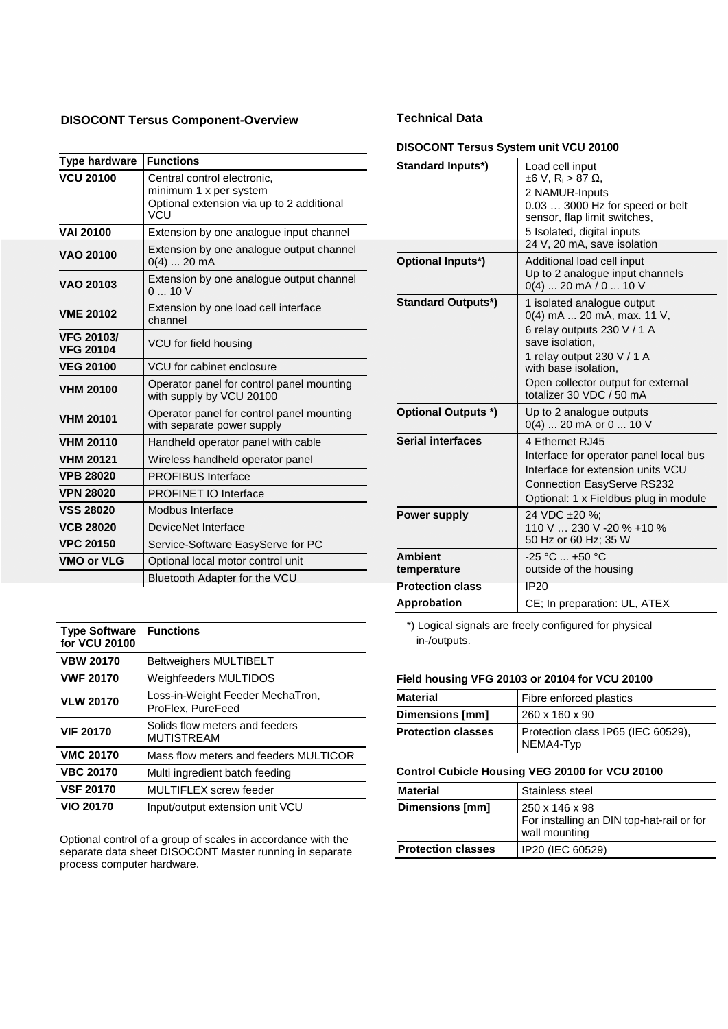## DISOCONT Tersus Component-Overview

| Type hardware | Functions |
|---|---|
| VCU 20100 | Central control electronic, minimum 1 x per system Optional extension via up to 2 additional VCU |
| VAI 20100 | Extension by one analogue input channel |
| VAO 20100 | Extension by one analogue output channel 0(4) ... 20 mA |
| VAO 20103 | Extension by one analogue output channel 0 ... 10 V |
| VME 20102 | Extension by one load cell interface channel |
| VFG 20103/ VFG 20104 | VCU for field housing |
| VEG 20100 | VCU for cabinet enclosure |
| VHM 20100 | Operator panel for control panel mounting with supply by VCU 20100 |
| VHM 20101 | Operator panel for control panel mounting with separate power supply |
| VHM 20110 | Handheld operator panel with cable |
| VHM 20121 | Wireless handheld operator panel |
| VPB 28020 | PROFIBUS Interface |
| VPN 28020 | PROFINET IO Interface |
| VSS 28020 | Modbus Interface |
| VCB 28020 | DeviceNet Interface |
| VPC 20150 | Service-Software EasyServe for PC |
| VMO or VLG | Optional local motor control unit |
| | Bluetooth Adapter for the VCU |

| Type Software for VCU 20100 | Functions |
|---|---|
| VBW 20170 | Beltweighers MULTIBELT |
| VWF 20170 | Weighfeeders MULTIDOS |
| VLW 20170 | Loss-in-Weight Feeder MechaTron, ProFlex, PureFeed |
| VIF 20170 | Solids flow meters and feeders MUTISTREAM |
| VMC 20170 | Mass flow meters and feeders MULTICOR |
| VBC 20170 | Multi ingredient batch feeding |
| VSF 20170 | MULTIFLEX screw feeder |
| VIO 20170 | Input/output extension unit VCU |

Optional control of a group of scales in accordance with the separate data sheet DISOCONT Master running in separate process computer hardware.

## Technical Data

**DISOCONT Tersus System unit VCU 20100**

| | |
|---|---|
| Standard Inputs*) | Load cell input ±6 V, $R_i > 87\ \Omega$, 2 NAMUR-Inputs 0.03 … 3000 Hz for speed or belt sensor, flap limit switches, 5 Isolated, digital inputs 24 V, 20 mA, save isolation |
| Optional Inputs*) | Additional load cell input Up to 2 analogue input channels 0(4) ... 20 mA / 0 ... 10 V |
| Standard Outputs*) | 1 isolated analogue output 0(4) mA ... 20 mA, max. 11 V, 6 relay outputs 230 V / 1 A save isolation, 1 relay output 230 V / 1 A with base isolation, Open collector output for external totalizer 30 VDC / 50 mA |
| Optional Outputs *) | Up to 2 analogue outputs 0(4) ... 20 mA or 0 ... 10 V |
| Serial interfaces | 4 Ethernet RJ45 Interface for operator panel local bus Interface for extension units VCU Connection EasyServe RS232 Optional: 1 x Fieldbus plug in module |
| Power supply | 24 VDC ±20 %; 110 V … 230 V -20 % +10 % 50 Hz or 60 Hz; 35 W |
| Ambient temperature | -25 °C ... +50 °C outside of the housing |
| Protection class | IP20 |
| Approbation | CE; In preparation: UL, ATEX |

*) Logical signals are freely configured for physical in-/outputs.

**Field housing VFG 20103 or 20104 for VCU 20100**

| | |
|---|---|
| Material | Fibre enforced plastics |
| Dimensions [mm] | 260 x 160 x 90 |
| Protection classes | Protection class IP65 (IEC 60529), NEMA4-Typ |

**Control Cubicle Housing VEG 20100 for VCU 20100**

| | |
|---|---|
| Material | Stainless steel |
| Dimensions [mm] | 250 x 146 x 98 For installing an DIN top-hat-rail or for wall mounting |
| Protection classes | IP20 (IEC 60529) |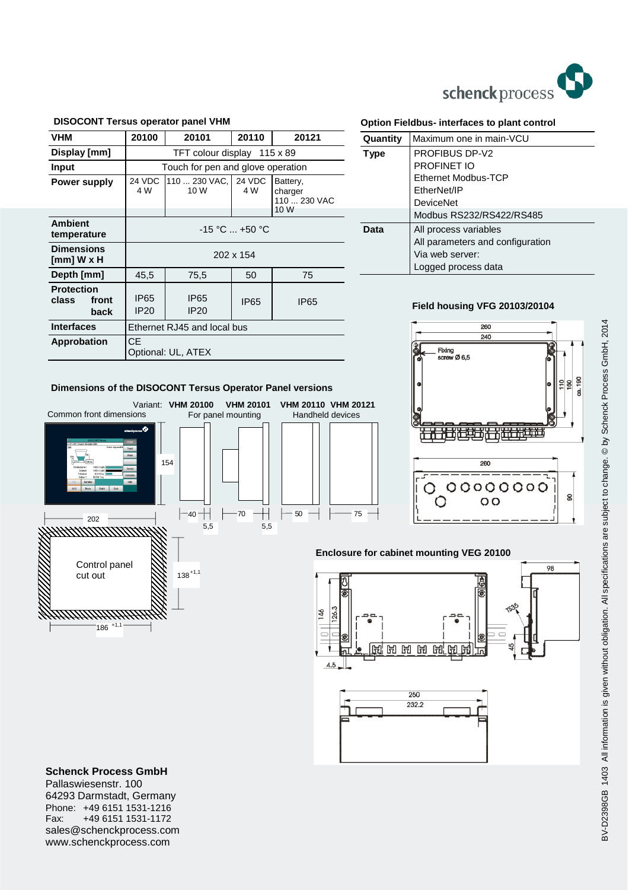## DISOCONT Tersus operator panel VHM

| VHM | 20100 | 20101 | 20110 | 20121 |
|---|---|---|---|---|
| Display [mm] | TFT colour display 115 x 89 | | | |
| Input | Touch for pen and glove operation | | | |
| Power supply | 24 VDC 4 W | 110 ... 230 VAC, 10 W | 24 VDC 4 W | Battery, charger 110 ... 230 VAC 10 W |
| Ambient temperature | -15 °C ... +50 °C | | | |
| Dimensions [mm] W x H | 202 x 154 | | | |
| Depth [mm] | 45,5 | 75,5 | 50 | 75 |
| Protection class front / back | IP65 / IP20 | IP65 / IP20 | IP65 | IP65 |
| Interfaces | Ethernet RJ45 and local bus | | | |
| Approbation | CE<br>Optional: UL, ATEX | | | |

## Option Fieldbus- interfaces to plant control

| Quantity | Maximum one in main-VCU |
|---|---|
| Type | PROFIBUS DP-V2<br>PROFINET IO<br>Ethernet Modbus-TCP<br>EtherNet/IP<br>DeviceNet<br>Modbus RS232/RS422/RS485 |
| Data | All process variables<br>All parameters and configuration<br>Via web server:<br>Logged process data |

## Dimensions of the DISOCONT Tersus Operator Panel versions

Variant: VHM 20100 VHM 20101 VHM 20110 VHM 20121

Common front dimensions — For panel mounting — Handheld devices

154

202

40 70 50 75

5,5 5,5

Control panel cut out

$138^{+1,1}$

$186^{+1,1}$

## Field housing VFG 20103/20104

260
240
Fixing screw Ø 6,5
110
160
ca. 190
260
90

## Enclosure for cabinet mounting VEG 20100

146
126,3
4,5
98
TS35
45
250
232,2

**Schenck Process GmbH**
Pallaswiesenstr. 100
64293 Darmstadt, Germany
Phone: +49 6151 1531-1216
Fax: +49 6151 1531-1172
sales@schenckprocess.com
www.schenckprocess.com

BV-D2398GB 1403 All information is given without obligation. All specifications are subject to change. © by Schenck Process GmbH, 2014